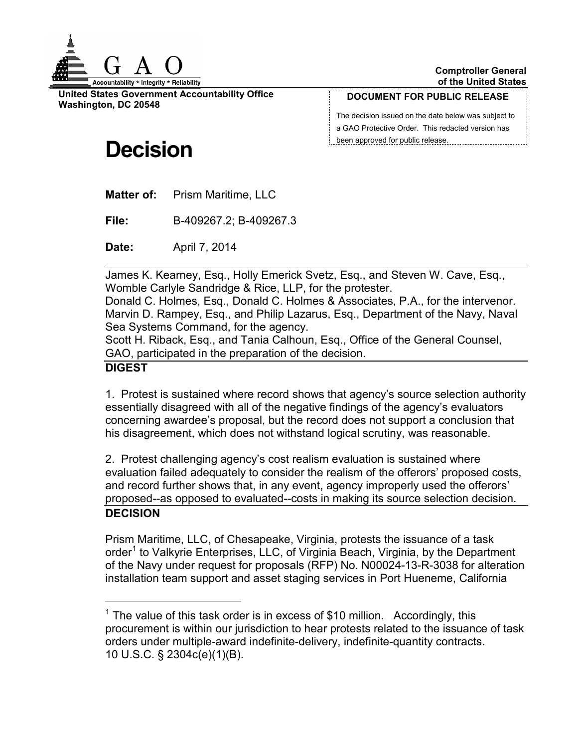**Comptroller General of the United States**

**United States Government Accountability Office**
**Washington, DC 20548**

**DOCUMENT FOR PUBLIC RELEASE**

The decision issued on the date below was subject to a GAO Protective Order. This redacted version has been approved for public release.

# Decision

**Matter of:** Prism Maritime, LLC

**File:** B-409267.2; B-409267.3

**Date:** April 7, 2014

James K. Kearney, Esq., Holly Emerick Svetz, Esq., and Steven W. Cave, Esq., Womble Carlyle Sandridge & Rice, LLP, for the protester.
Donald C. Holmes, Esq., Donald C. Holmes & Associates, P.A., for the intervenor.
Marvin D. Rampey, Esq., and Philip Lazarus, Esq., Department of the Navy, Naval Sea Systems Command, for the agency.
Scott H. Riback, Esq., and Tania Calhoun, Esq., Office of the General Counsel, GAO, participated in the preparation of the decision.

## DIGEST

1. Protest is sustained where record shows that agency's source selection authority essentially disagreed with all of the negative findings of the agency's evaluators concerning awardee's proposal, but the record does not support a conclusion that his disagreement, which does not withstand logical scrutiny, was reasonable.

2. Protest challenging agency's cost realism evaluation is sustained where evaluation failed adequately to consider the realism of the offerors' proposed costs, and record further shows that, in any event, agency improperly used the offerors' proposed--as opposed to evaluated--costs in making its source selection decision.

## DECISION

Prism Maritime, LLC, of Chesapeake, Virginia, protests the issuance of a task order[1] to Valkyrie Enterprises, LLC, of Virginia Beach, Virginia, by the Department of the Navy under request for proposals (RFP) No. N00024-13-R-3038 for alteration installation team support and asset staging services in Port Hueneme, California

[1] The value of this task order is in excess of $10 million. Accordingly, this procurement is within our jurisdiction to hear protests related to the issuance of task orders under multiple-award indefinite-delivery, indefinite-quantity contracts. 10 U.S.C. § 2304c(e)(1)(B).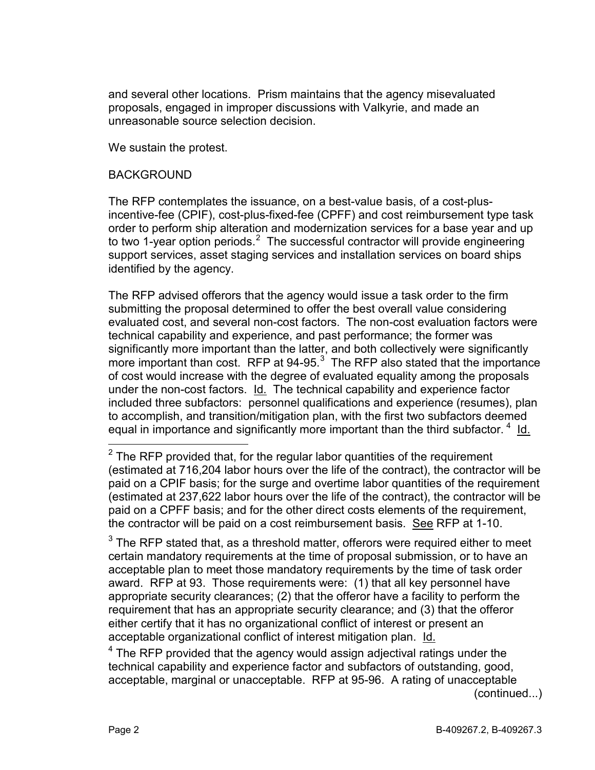and several other locations. Prism maintains that the agency misevaluated proposals, engaged in improper discussions with Valkyrie, and made an unreasonable source selection decision.

We sustain the protest.

## BACKGROUND

The RFP contemplates the issuance, on a best-value basis, of a cost-plus-incentive-fee (CPIF), cost-plus-fixed-fee (CPFF) and cost reimbursement type task order to perform ship alteration and modernization services for a base year and up to two 1-year option periods.[2] The successful contractor will provide engineering support services, asset staging services and installation services on board ships identified by the agency.

The RFP advised offerors that the agency would issue a task order to the firm submitting the proposal determined to offer the best overall value considering evaluated cost, and several non-cost factors. The non-cost evaluation factors were technical capability and experience, and past performance; the former was significantly more important than the latter, and both collectively were significantly more important than cost. RFP at 94-95.[3] The RFP also stated that the importance of cost would increase with the degree of evaluated equality among the proposals under the non-cost factors. Id. The technical capability and experience factor included three subfactors: personnel qualifications and experience (resumes), plan to accomplish, and transition/mitigation plan, with the first two subfactors deemed equal in importance and significantly more important than the third subfactor.[4] Id.

---

[2] The RFP provided that, for the regular labor quantities of the requirement (estimated at 716,204 labor hours over the life of the contract), the contractor will be paid on a CPIF basis; for the surge and overtime labor quantities of the requirement (estimated at 237,622 labor hours over the life of the contract), the contractor will be paid on a CPFF basis; and for the other direct costs elements of the requirement, the contractor will be paid on a cost reimbursement basis. See RFP at 1-10.

[3] The RFP stated that, as a threshold matter, offerors were required either to meet certain mandatory requirements at the time of proposal submission, or to have an acceptable plan to meet those mandatory requirements by the time of task order award. RFP at 93. Those requirements were: (1) that all key personnel have appropriate security clearances; (2) that the offeror have a facility to perform the requirement that has an appropriate security clearance; and (3) that the offeror either certify that it has no organizational conflict of interest or present an acceptable organizational conflict of interest mitigation plan. Id.

[4] The RFP provided that the agency would assign adjectival ratings under the technical capability and experience factor and subfactors of outstanding, good, acceptable, marginal or unacceptable. RFP at 95-96. A rating of unacceptable (continued...)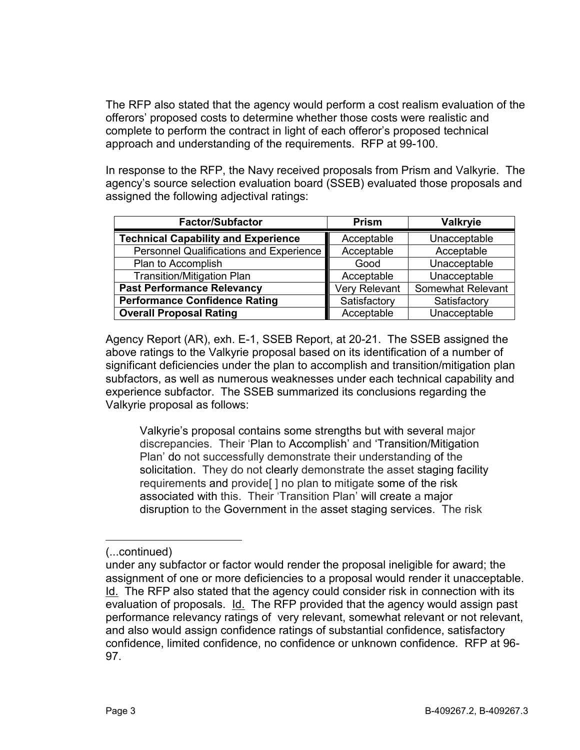The RFP also stated that the agency would perform a cost realism evaluation of the offerors' proposed costs to determine whether those costs were realistic and complete to perform the contract in light of each offeror's proposed technical approach and understanding of the requirements. RFP at 99-100.

In response to the RFP, the Navy received proposals from Prism and Valkyrie. The agency's source selection evaluation board (SSEB) evaluated those proposals and assigned the following adjectival ratings:

| Factor/Subfactor | Prism | Valkryie |
|---|---|---|
| **Technical Capability and Experience** | Acceptable | Unacceptable |
| Personnel Qualifications and Experience | Acceptable | Acceptable |
| Plan to Accomplish | Good | Unacceptable |
| Transition/Mitigation Plan | Acceptable | Unacceptable |
| **Past Performance Relevancy** | Very Relevant | Somewhat Relevant |
| **Performance Confidence Rating** | Satisfactory | Satisfactory |
| **Overall Proposal Rating** | Acceptable | Unacceptable |

Agency Report (AR), exh. E-1, SSEB Report, at 20-21. The SSEB assigned the above ratings to the Valkyrie proposal based on its identification of a number of significant deficiencies under the plan to accomplish and transition/mitigation plan subfactors, as well as numerous weaknesses under each technical capability and experience subfactor. The SSEB summarized its conclusions regarding the Valkyrie proposal as follows:

> Valkyrie's proposal contains some strengths but with several major discrepancies. Their 'Plan to Accomplish' and 'Transition/Mitigation Plan' do not successfully demonstrate their understanding of the solicitation. They do not clearly demonstrate the asset staging facility requirements and provide[ ] no plan to mitigate some of the risk associated with this. Their 'Transition Plan' will create a major disruption to the Government in the asset staging services. The risk

---

(...continued)

under any subfactor or factor would render the proposal ineligible for award; the assignment of one or more deficiencies to a proposal would render it unacceptable. Id. The RFP also stated that the agency could consider risk in connection with its evaluation of proposals. Id. The RFP provided that the agency would assign past performance relevancy ratings of very relevant, somewhat relevant or not relevant, and also would assign confidence ratings of substantial confidence, satisfactory confidence, limited confidence, no confidence or unknown confidence. RFP at 96-97.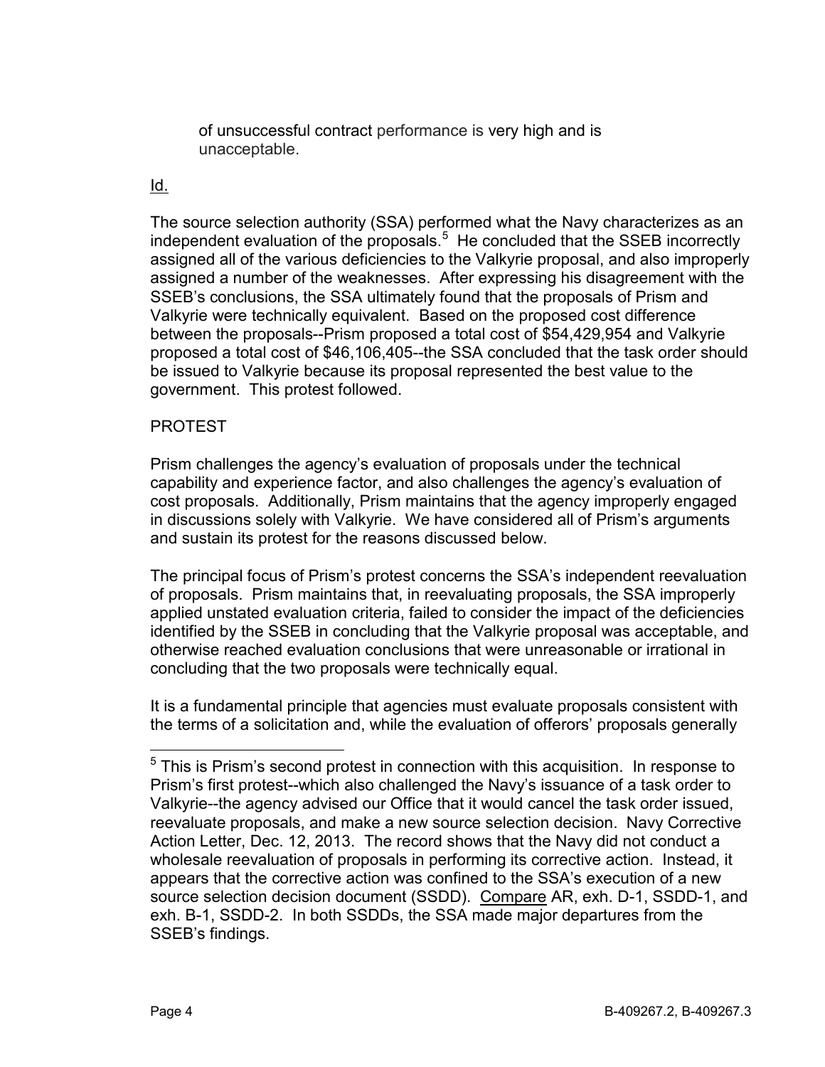of unsuccessful contract performance is very high and is unacceptable.

Id.

The source selection authority (SSA) performed what the Navy characterizes as an independent evaluation of the proposals.[5] He concluded that the SSEB incorrectly assigned all of the various deficiencies to the Valkyrie proposal, and also improperly assigned a number of the weaknesses. After expressing his disagreement with the SSEB's conclusions, the SSA ultimately found that the proposals of Prism and Valkyrie were technically equivalent. Based on the proposed cost difference between the proposals--Prism proposed a total cost of $54,429,954 and Valkyrie proposed a total cost of $46,106,405--the SSA concluded that the task order should be issued to Valkyrie because its proposal represented the best value to the government. This protest followed.

PROTEST

Prism challenges the agency's evaluation of proposals under the technical capability and experience factor, and also challenges the agency's evaluation of cost proposals. Additionally, Prism maintains that the agency improperly engaged in discussions solely with Valkyrie. We have considered all of Prism's arguments and sustain its protest for the reasons discussed below.

The principal focus of Prism's protest concerns the SSA's independent reevaluation of proposals. Prism maintains that, in reevaluating proposals, the SSA improperly applied unstated evaluation criteria, failed to consider the impact of the deficiencies identified by the SSEB in concluding that the Valkyrie proposal was acceptable, and otherwise reached evaluation conclusions that were unreasonable or irrational in concluding that the two proposals were technically equal.

It is a fundamental principle that agencies must evaluate proposals consistent with the terms of a solicitation and, while the evaluation of offerors' proposals generally

[5] This is Prism's second protest in connection with this acquisition. In response to Prism's first protest--which also challenged the Navy's issuance of a task order to Valkyrie--the agency advised our Office that it would cancel the task order issued, reevaluate proposals, and make a new source selection decision. Navy Corrective Action Letter, Dec. 12, 2013. The record shows that the Navy did not conduct a wholesale reevaluation of proposals in performing its corrective action. Instead, it appears that the corrective action was confined to the SSA's execution of a new source selection decision document (SSDD). Compare AR, exh. D-1, SSDD-1, and exh. B-1, SSDD-2. In both SSDDs, the SSA made major departures from the SSEB's findings.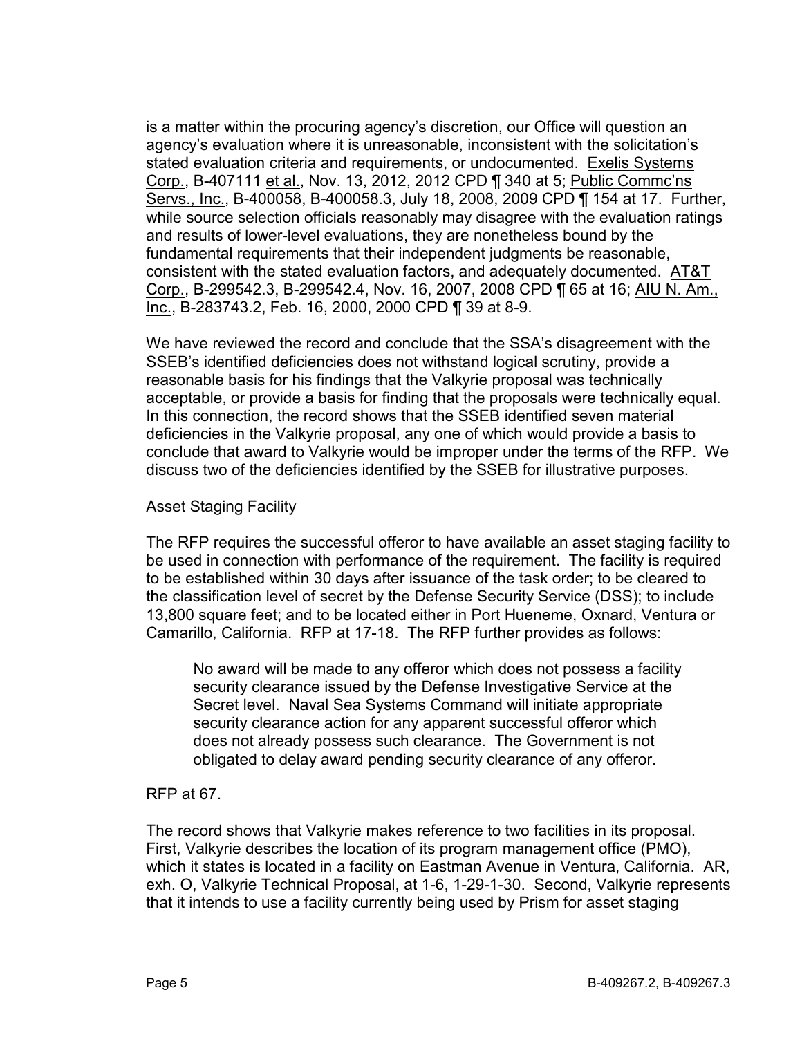is a matter within the procuring agency's discretion, our Office will question an agency's evaluation where it is unreasonable, inconsistent with the solicitation's stated evaluation criteria and requirements, or undocumented. Exelis Systems Corp., B-407111 et al., Nov. 13, 2012, 2012 CPD ¶ 340 at 5; Public Commc'ns Servs., Inc., B-400058, B-400058.3, July 18, 2008, 2009 CPD ¶ 154 at 17. Further, while source selection officials reasonably may disagree with the evaluation ratings and results of lower-level evaluations, they are nonetheless bound by the fundamental requirements that their independent judgments be reasonable, consistent with the stated evaluation factors, and adequately documented. AT&T Corp., B-299542.3, B-299542.4, Nov. 16, 2007, 2008 CPD ¶ 65 at 16; AIU N. Am., Inc., B-283743.2, Feb. 16, 2000, 2000 CPD ¶ 39 at 8-9.

We have reviewed the record and conclude that the SSA's disagreement with the SSEB's identified deficiencies does not withstand logical scrutiny, provide a reasonable basis for his findings that the Valkyrie proposal was technically acceptable, or provide a basis for finding that the proposals were technically equal. In this connection, the record shows that the SSEB identified seven material deficiencies in the Valkyrie proposal, any one of which would provide a basis to conclude that award to Valkyrie would be improper under the terms of the RFP. We discuss two of the deficiencies identified by the SSEB for illustrative purposes.

Asset Staging Facility

The RFP requires the successful offeror to have available an asset staging facility to be used in connection with performance of the requirement. The facility is required to be established within 30 days after issuance of the task order; to be cleared to the classification level of secret by the Defense Security Service (DSS); to include 13,800 square feet; and to be located either in Port Hueneme, Oxnard, Ventura or Camarillo, California. RFP at 17-18. The RFP further provides as follows:

> No award will be made to any offeror which does not possess a facility security clearance issued by the Defense Investigative Service at the Secret level. Naval Sea Systems Command will initiate appropriate security clearance action for any apparent successful offeror which does not already possess such clearance. The Government is not obligated to delay award pending security clearance of any offeror.

RFP at 67.

The record shows that Valkyrie makes reference to two facilities in its proposal. First, Valkyrie describes the location of its program management office (PMO), which it states is located in a facility on Eastman Avenue in Ventura, California. AR, exh. O, Valkyrie Technical Proposal, at 1-6, 1-29-1-30. Second, Valkyrie represents that it intends to use a facility currently being used by Prism for asset staging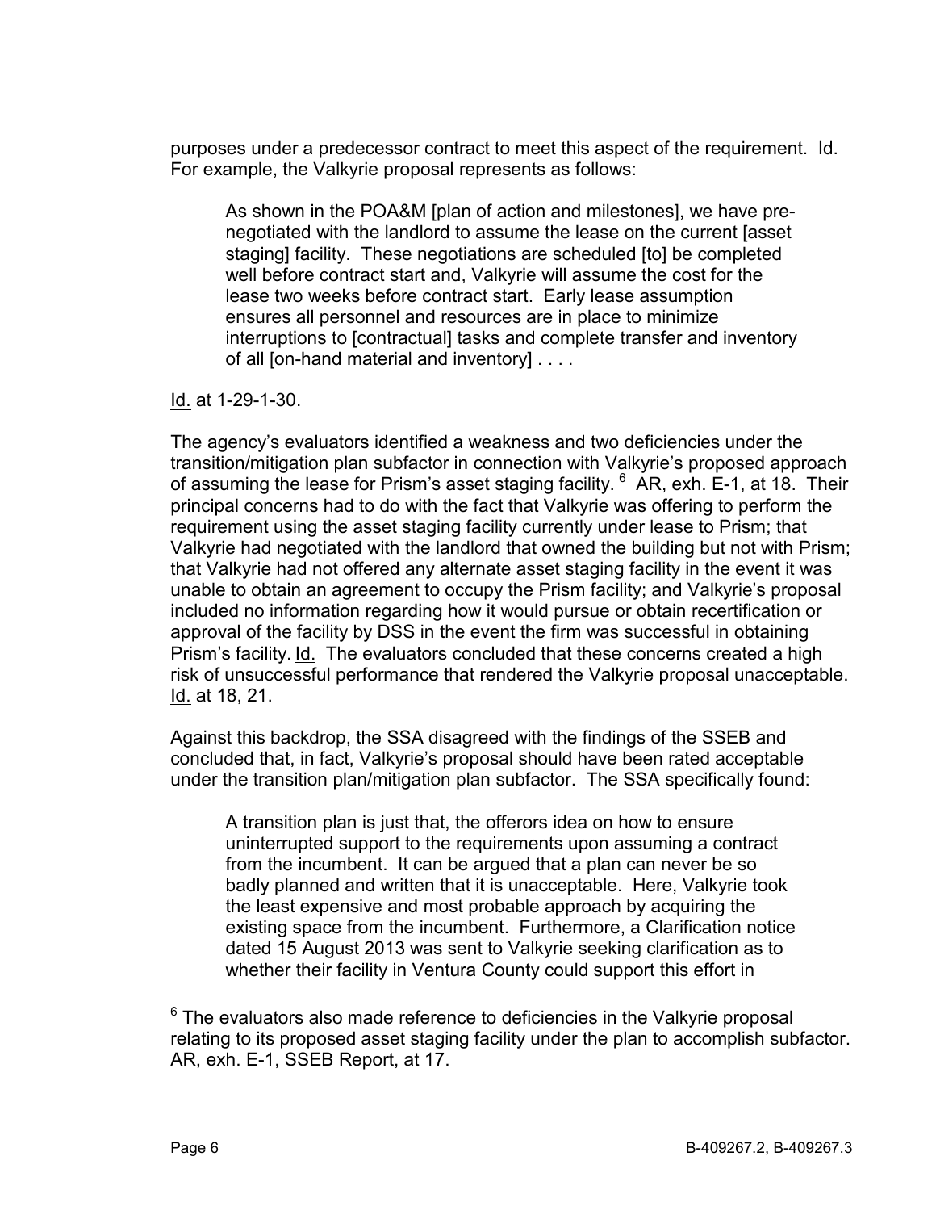purposes under a predecessor contract to meet this aspect of the requirement. Id. For example, the Valkyrie proposal represents as follows:

> As shown in the POA&M [plan of action and milestones], we have pre-negotiated with the landlord to assume the lease on the current [asset staging] facility. These negotiations are scheduled [to] be completed well before contract start and, Valkyrie will assume the cost for the lease two weeks before contract start. Early lease assumption ensures all personnel and resources are in place to minimize interruptions to [contractual] tasks and complete transfer and inventory of all [on-hand material and inventory] . . . .

Id. at 1-29-1-30.

The agency's evaluators identified a weakness and two deficiencies under the transition/mitigation plan subfactor in connection with Valkyrie's proposed approach of assuming the lease for Prism's asset staging facility. [6] AR, exh. E-1, at 18. Their principal concerns had to do with the fact that Valkyrie was offering to perform the requirement using the asset staging facility currently under lease to Prism; that Valkyrie had negotiated with the landlord that owned the building but not with Prism; that Valkyrie had not offered any alternate asset staging facility in the event it was unable to obtain an agreement to occupy the Prism facility; and Valkyrie's proposal included no information regarding how it would pursue or obtain recertification or approval of the facility by DSS in the event the firm was successful in obtaining Prism's facility. Id. The evaluators concluded that these concerns created a high risk of unsuccessful performance that rendered the Valkyrie proposal unacceptable. Id. at 18, 21.

Against this backdrop, the SSA disagreed with the findings of the SSEB and concluded that, in fact, Valkyrie's proposal should have been rated acceptable under the transition plan/mitigation plan subfactor. The SSA specifically found:

> A transition plan is just that, the offerors idea on how to ensure uninterrupted support to the requirements upon assuming a contract from the incumbent. It can be argued that a plan can never be so badly planned and written that it is unacceptable. Here, Valkyrie took the least expensive and most probable approach by acquiring the existing space from the incumbent. Furthermore, a Clarification notice dated 15 August 2013 was sent to Valkyrie seeking clarification as to whether their facility in Ventura County could support this effort in

[6] The evaluators also made reference to deficiencies in the Valkyrie proposal relating to its proposed asset staging facility under the plan to accomplish subfactor. AR, exh. E-1, SSEB Report, at 17.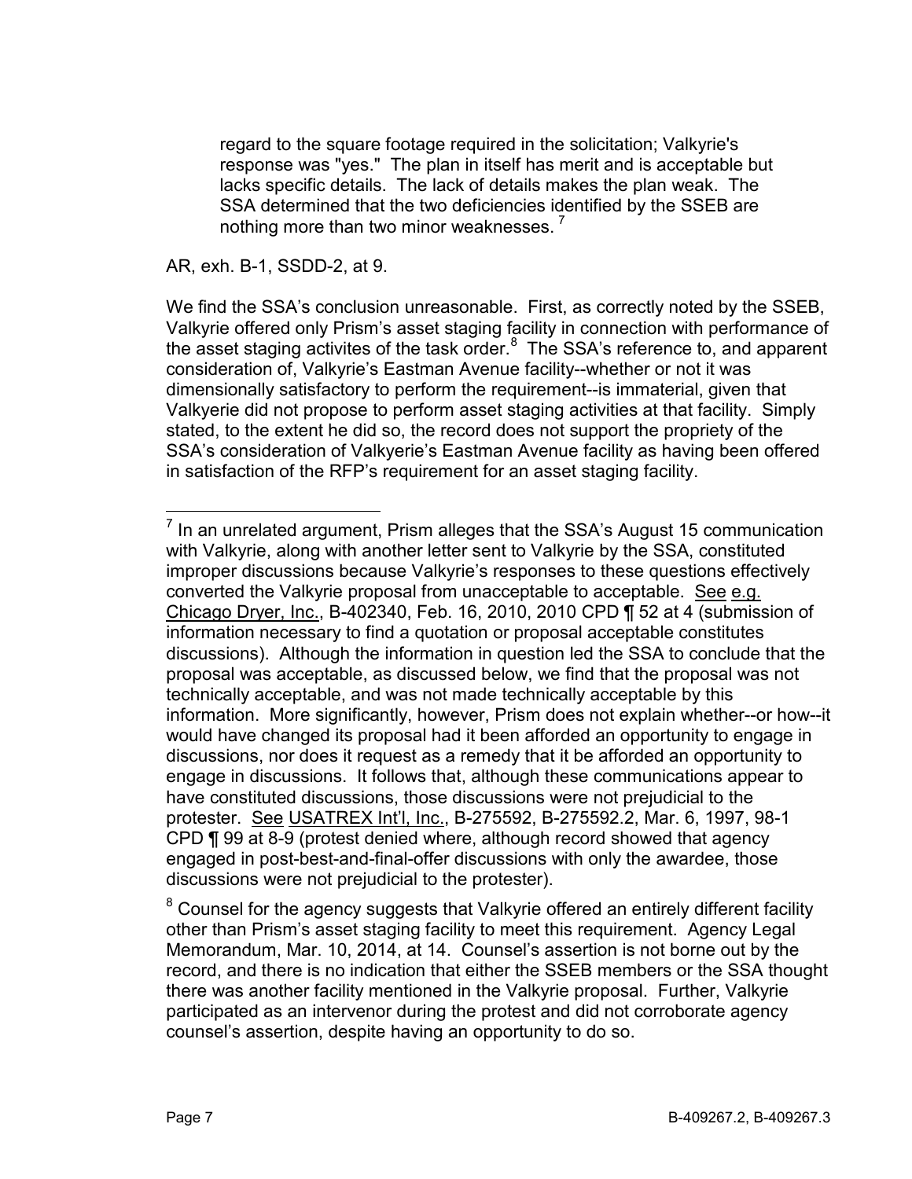> regard to the square footage required in the solicitation; Valkyrie's response was "yes." The plan in itself has merit and is acceptable but lacks specific details. The lack of details makes the plan weak. The SSA determined that the two deficiencies identified by the SSEB are nothing more than two minor weaknesses. [7]

AR, exh. B-1, SSDD-2, at 9.

We find the SSA's conclusion unreasonable. First, as correctly noted by the SSEB, Valkyrie offered only Prism's asset staging facility in connection with performance of the asset staging activites of the task order.[8] The SSA's reference to, and apparent consideration of, Valkyrie's Eastman Avenue facility--whether or not it was dimensionally satisfactory to perform the requirement--is immaterial, given that Valkyerie did not propose to perform asset staging activities at that facility. Simply stated, to the extent he did so, the record does not support the propriety of the SSA's consideration of Valkyerie's Eastman Avenue facility as having been offered in satisfaction of the RFP's requirement for an asset staging facility.

---

[7] In an unrelated argument, Prism alleges that the SSA's August 15 communication with Valkyrie, along with another letter sent to Valkyrie by the SSA, constituted improper discussions because Valkyrie's responses to these questions effectively converted the Valkyrie proposal from unacceptable to acceptable. See e.g. Chicago Dryer, Inc., B-402340, Feb. 16, 2010, 2010 CPD ¶ 52 at 4 (submission of information necessary to find a quotation or proposal acceptable constitutes discussions). Although the information in question led the SSA to conclude that the proposal was acceptable, as discussed below, we find that the proposal was not technically acceptable, and was not made technically acceptable by this information. More significantly, however, Prism does not explain whether--or how--it would have changed its proposal had it been afforded an opportunity to engage in discussions, nor does it request as a remedy that it be afforded an opportunity to engage in discussions. It follows that, although these communications appear to have constituted discussions, those discussions were not prejudicial to the protester. See USATREX Int'l, Inc., B-275592, B-275592.2, Mar. 6, 1997, 98-1 CPD ¶ 99 at 8-9 (protest denied where, although record showed that agency engaged in post-best-and-final-offer discussions with only the awardee, those discussions were not prejudicial to the protester).

[8] Counsel for the agency suggests that Valkyrie offered an entirely different facility other than Prism's asset staging facility to meet this requirement. Agency Legal Memorandum, Mar. 10, 2014, at 14. Counsel's assertion is not borne out by the record, and there is no indication that either the SSEB members or the SSA thought there was another facility mentioned in the Valkyrie proposal. Further, Valkyrie participated as an intervenor during the protest and did not corroborate agency counsel's assertion, despite having an opportunity to do so.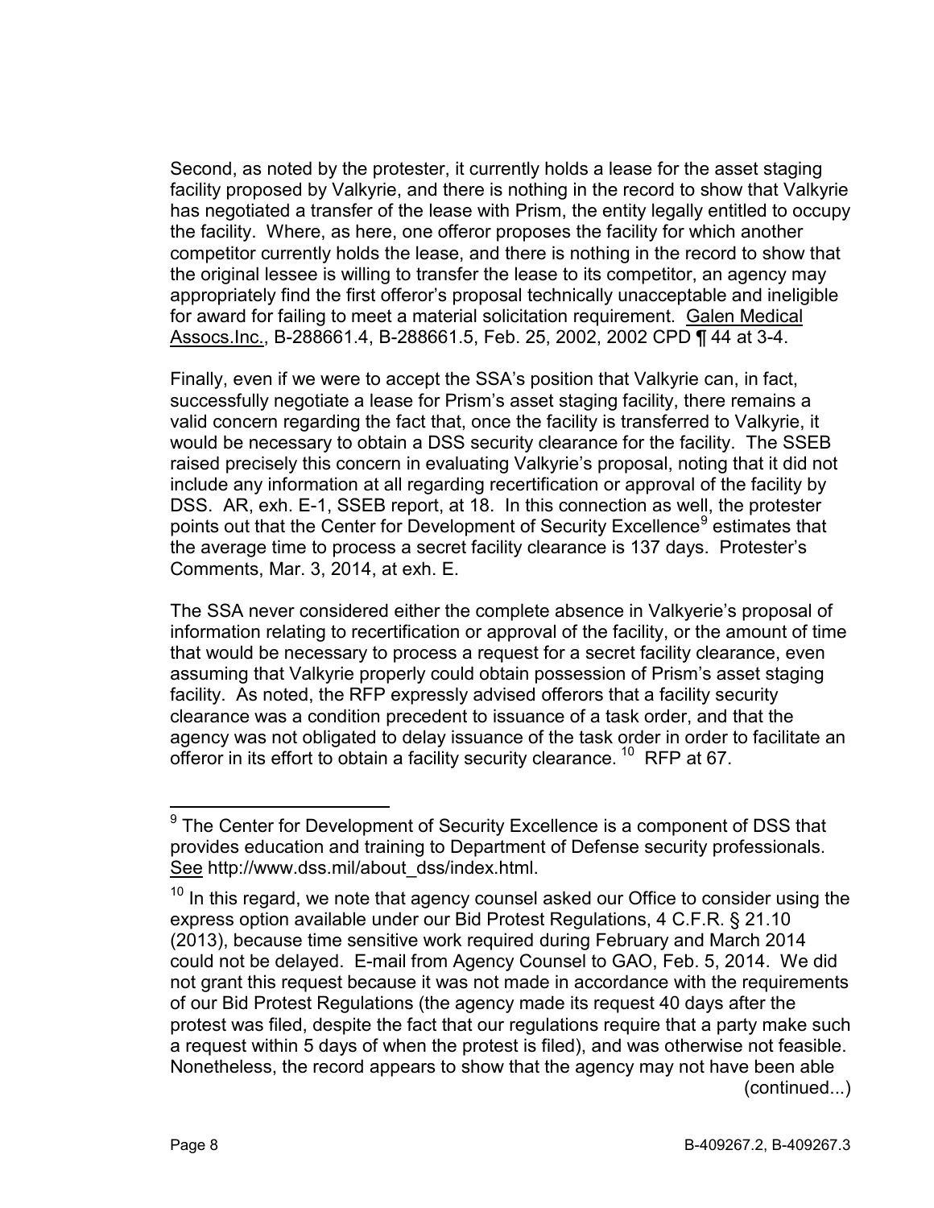Second, as noted by the protester, it currently holds a lease for the asset staging facility proposed by Valkyrie, and there is nothing in the record to show that Valkyrie has negotiated a transfer of the lease with Prism, the entity legally entitled to occupy the facility. Where, as here, one offeror proposes the facility for which another competitor currently holds the lease, and there is nothing in the record to show that the original lessee is willing to transfer the lease to its competitor, an agency may appropriately find the first offeror's proposal technically unacceptable and ineligible for award for failing to meet a material solicitation requirement. Galen Medical Assocs.Inc., B-288661.4, B-288661.5, Feb. 25, 2002, 2002 CPD ¶ 44 at 3-4.

Finally, even if we were to accept the SSA's position that Valkyrie can, in fact, successfully negotiate a lease for Prism's asset staging facility, there remains a valid concern regarding the fact that, once the facility is transferred to Valkyrie, it would be necessary to obtain a DSS security clearance for the facility. The SSEB raised precisely this concern in evaluating Valkyrie's proposal, noting that it did not include any information at all regarding recertification or approval of the facility by DSS. AR, exh. E-1, SSEB report, at 18. In this connection as well, the protester points out that the Center for Development of Security Excellence[9] estimates that the average time to process a secret facility clearance is 137 days. Protester's Comments, Mar. 3, 2014, at exh. E.

The SSA never considered either the complete absence in Valkyerie's proposal of information relating to recertification or approval of the facility, or the amount of time that would be necessary to process a request for a secret facility clearance, even assuming that Valkyrie properly could obtain possession of Prism's asset staging facility. As noted, the RFP expressly advised offerors that a facility security clearance was a condition precedent to issuance of a task order, and that the agency was not obligated to delay issuance of the task order in order to facilitate an offeror in its effort to obtain a facility security clearance.[10] RFP at 67.

---

[9] The Center for Development of Security Excellence is a component of DSS that provides education and training to Department of Defense security professionals. See http://www.dss.mil/about_dss/index.html.

[10] In this regard, we note that agency counsel asked our Office to consider using the express option available under our Bid Protest Regulations, 4 C.F.R. § 21.10 (2013), because time sensitive work required during February and March 2014 could not be delayed. E-mail from Agency Counsel to GAO, Feb. 5, 2014. We did not grant this request because it was not made in accordance with the requirements of our Bid Protest Regulations (the agency made its request 40 days after the protest was filed, despite the fact that our regulations require that a party make such a request within 5 days of when the protest is filed), and was otherwise not feasible. Nonetheless, the record appears to show that the agency may not have been able (continued...)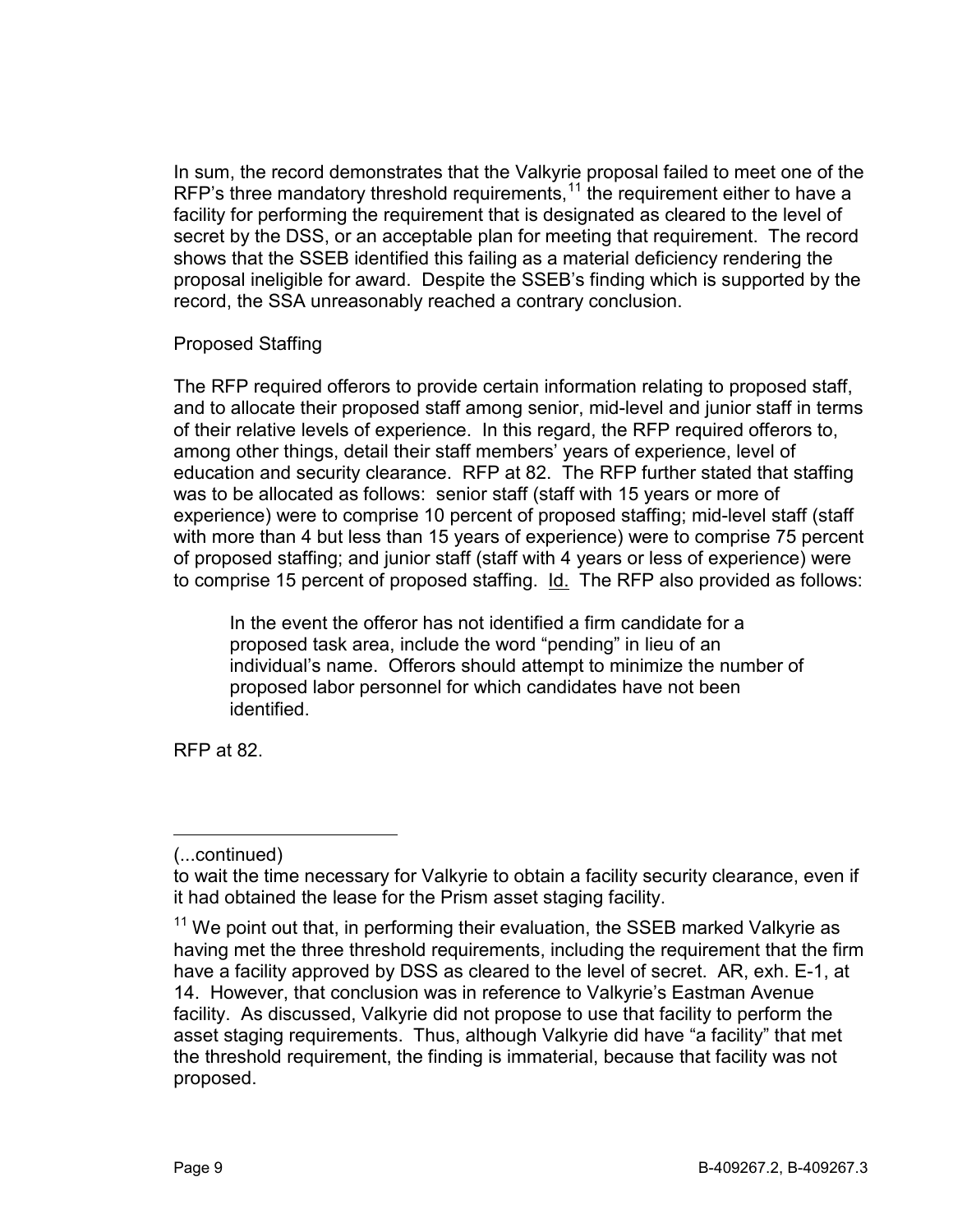In sum, the record demonstrates that the Valkyrie proposal failed to meet one of the RFP's three mandatory threshold requirements,[11] the requirement either to have a facility for performing the requirement that is designated as cleared to the level of secret by the DSS, or an acceptable plan for meeting that requirement. The record shows that the SSEB identified this failing as a material deficiency rendering the proposal ineligible for award. Despite the SSEB's finding which is supported by the record, the SSA unreasonably reached a contrary conclusion.

Proposed Staffing

The RFP required offerors to provide certain information relating to proposed staff, and to allocate their proposed staff among senior, mid-level and junior staff in terms of their relative levels of experience. In this regard, the RFP required offerors to, among other things, detail their staff members' years of experience, level of education and security clearance. RFP at 82. The RFP further stated that staffing was to be allocated as follows: senior staff (staff with 15 years or more of experience) were to comprise 10 percent of proposed staffing; mid-level staff (staff with more than 4 but less than 15 years of experience) were to comprise 75 percent of proposed staffing; and junior staff (staff with 4 years or less of experience) were to comprise 15 percent of proposed staffing. Id. The RFP also provided as follows:

> In the event the offeror has not identified a firm candidate for a proposed task area, include the word "pending" in lieu of an individual's name. Offerors should attempt to minimize the number of proposed labor personnel for which candidates have not been identified.

RFP at 82.

---

(...continued)

to wait the time necessary for Valkyrie to obtain a facility security clearance, even if it had obtained the lease for the Prism asset staging facility.

[11] We point out that, in performing their evaluation, the SSEB marked Valkyrie as having met the three threshold requirements, including the requirement that the firm have a facility approved by DSS as cleared to the level of secret. AR, exh. E-1, at 14. However, that conclusion was in reference to Valkyrie's Eastman Avenue facility. As discussed, Valkyrie did not propose to use that facility to perform the asset staging requirements. Thus, although Valkyrie did have "a facility" that met the threshold requirement, the finding is immaterial, because that facility was not proposed.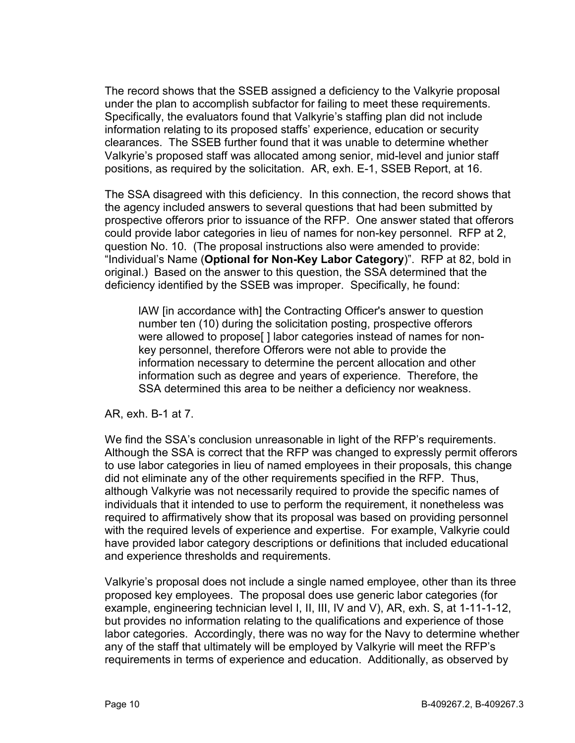The record shows that the SSEB assigned a deficiency to the Valkyrie proposal under the plan to accomplish subfactor for failing to meet these requirements. Specifically, the evaluators found that Valkyrie's staffing plan did not include information relating to its proposed staffs' experience, education or security clearances. The SSEB further found that it was unable to determine whether Valkyrie's proposed staff was allocated among senior, mid-level and junior staff positions, as required by the solicitation. AR, exh. E-1, SSEB Report, at 16.

The SSA disagreed with this deficiency. In this connection, the record shows that the agency included answers to several questions that had been submitted by prospective offerors prior to issuance of the RFP. One answer stated that offerors could provide labor categories in lieu of names for non-key personnel. RFP at 2, question No. 10. (The proposal instructions also were amended to provide: "Individual's Name (**Optional for Non-Key Labor Category**)". RFP at 82, bold in original.) Based on the answer to this question, the SSA determined that the deficiency identified by the SSEB was improper. Specifically, he found:

> IAW [in accordance with] the Contracting Officer's answer to question number ten (10) during the solicitation posting, prospective offerors were allowed to propose[ ] labor categories instead of names for non-key personnel, therefore Offerors were not able to provide the information necessary to determine the percent allocation and other information such as degree and years of experience. Therefore, the SSA determined this area to be neither a deficiency nor weakness.

AR, exh. B-1 at 7.

We find the SSA's conclusion unreasonable in light of the RFP's requirements. Although the SSA is correct that the RFP was changed to expressly permit offerors to use labor categories in lieu of named employees in their proposals, this change did not eliminate any of the other requirements specified in the RFP. Thus, although Valkyrie was not necessarily required to provide the specific names of individuals that it intended to use to perform the requirement, it nonetheless was required to affirmatively show that its proposal was based on providing personnel with the required levels of experience and expertise. For example, Valkyrie could have provided labor category descriptions or definitions that included educational and experience thresholds and requirements.

Valkyrie's proposal does not include a single named employee, other than its three proposed key employees. The proposal does use generic labor categories (for example, engineering technician level I, II, III, IV and V), AR, exh. S, at 1-11-1-12, but provides no information relating to the qualifications and experience of those labor categories. Accordingly, there was no way for the Navy to determine whether any of the staff that ultimately will be employed by Valkyrie will meet the RFP's requirements in terms of experience and education. Additionally, as observed by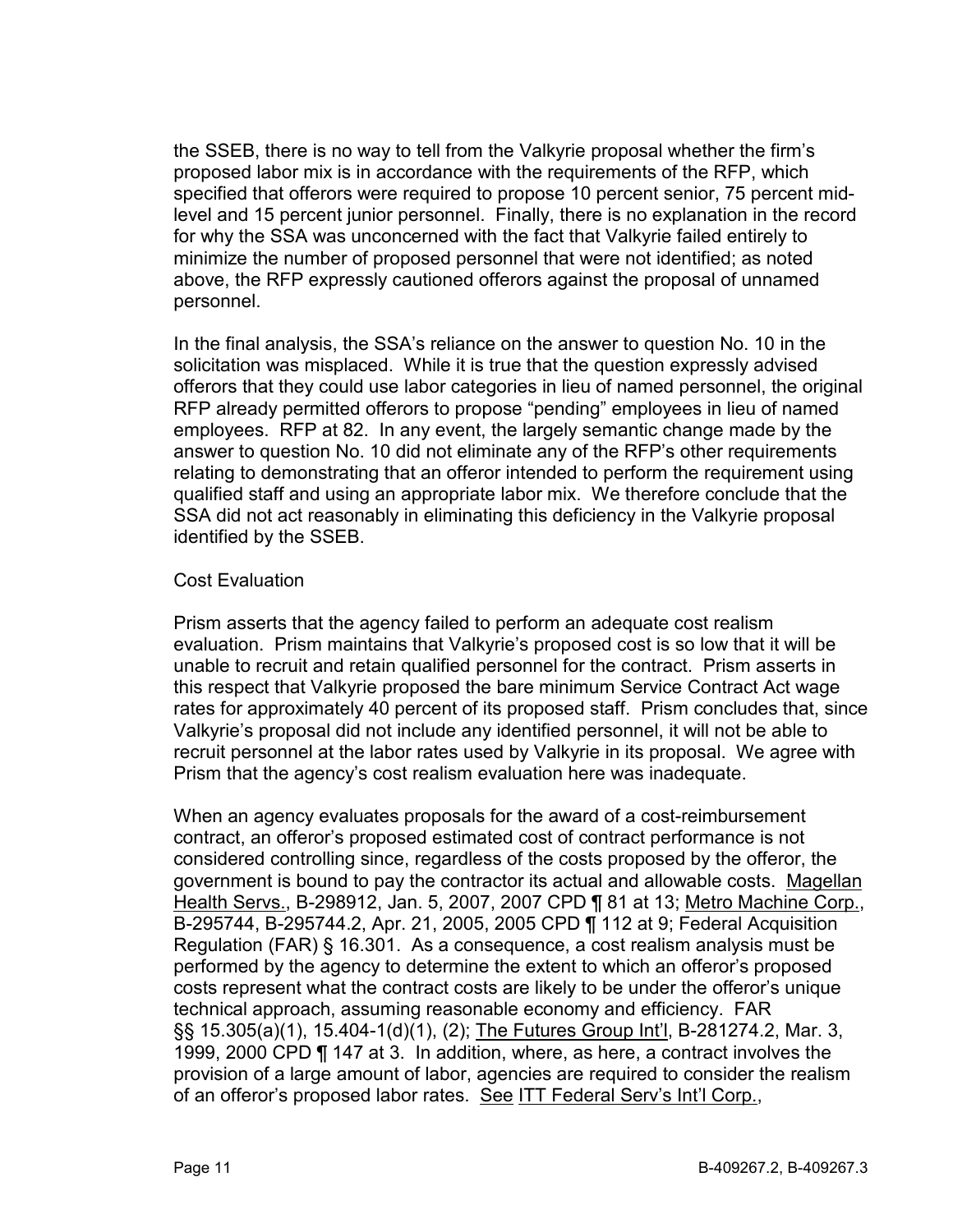the SSEB, there is no way to tell from the Valkyrie proposal whether the firm's proposed labor mix is in accordance with the requirements of the RFP, which specified that offerors were required to propose 10 percent senior, 75 percent mid-level and 15 percent junior personnel. Finally, there is no explanation in the record for why the SSA was unconcerned with the fact that Valkyrie failed entirely to minimize the number of proposed personnel that were not identified; as noted above, the RFP expressly cautioned offerors against the proposal of unnamed personnel.

In the final analysis, the SSA's reliance on the answer to question No. 10 in the solicitation was misplaced. While it is true that the question expressly advised offerors that they could use labor categories in lieu of named personnel, the original RFP already permitted offerors to propose "pending" employees in lieu of named employees. RFP at 82. In any event, the largely semantic change made by the answer to question No. 10 did not eliminate any of the RFP's other requirements relating to demonstrating that an offeror intended to perform the requirement using qualified staff and using an appropriate labor mix. We therefore conclude that the SSA did not act reasonably in eliminating this deficiency in the Valkyrie proposal identified by the SSEB.

Cost Evaluation

Prism asserts that the agency failed to perform an adequate cost realism evaluation. Prism maintains that Valkyrie's proposed cost is so low that it will be unable to recruit and retain qualified personnel for the contract. Prism asserts in this respect that Valkyrie proposed the bare minimum Service Contract Act wage rates for approximately 40 percent of its proposed staff. Prism concludes that, since Valkyrie's proposal did not include any identified personnel, it will not be able to recruit personnel at the labor rates used by Valkyrie in its proposal. We agree with Prism that the agency's cost realism evaluation here was inadequate.

When an agency evaluates proposals for the award of a cost-reimbursement contract, an offeror's proposed estimated cost of contract performance is not considered controlling since, regardless of the costs proposed by the offeror, the government is bound to pay the contractor its actual and allowable costs. Magellan Health Servs., B-298912, Jan. 5, 2007, 2007 CPD ¶ 81 at 13; Metro Machine Corp., B-295744, B-295744.2, Apr. 21, 2005, 2005 CPD ¶ 112 at 9; Federal Acquisition Regulation (FAR) § 16.301. As a consequence, a cost realism analysis must be performed by the agency to determine the extent to which an offeror's proposed costs represent what the contract costs are likely to be under the offeror's unique technical approach, assuming reasonable economy and efficiency. FAR §§ 15.305(a)(1), 15.404-1(d)(1), (2); The Futures Group Int'l, B-281274.2, Mar. 3, 1999, 2000 CPD ¶ 147 at 3. In addition, where, as here, a contract involves the provision of a large amount of labor, agencies are required to consider the realism of an offeror's proposed labor rates. See ITT Federal Serv's Int'l Corp.,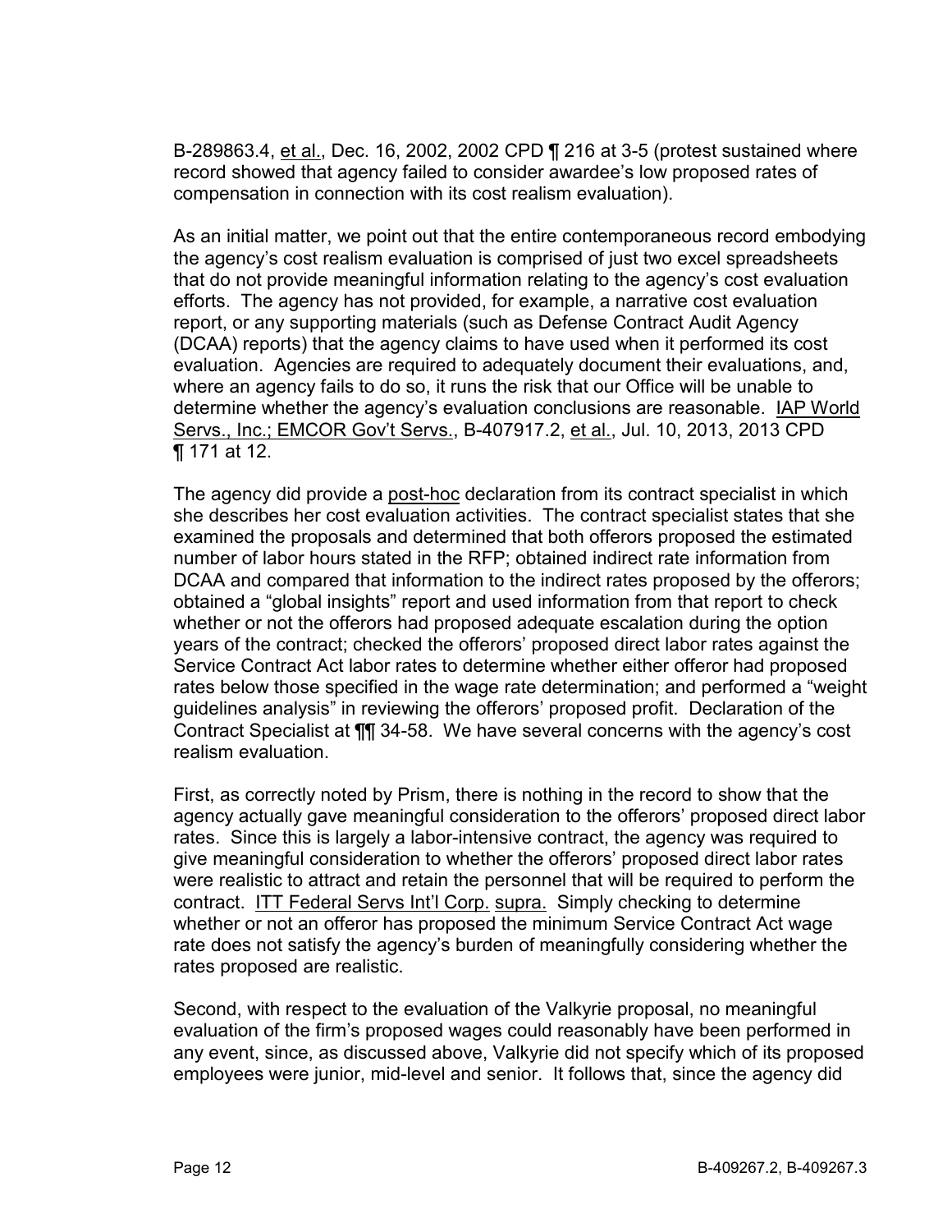B-289863.4, _et al._, Dec. 16, 2002, 2002 CPD ¶ 216 at 3-5 (protest sustained where record showed that agency failed to consider awardee's low proposed rates of compensation in connection with its cost realism evaluation).

As an initial matter, we point out that the entire contemporaneous record embodying the agency's cost realism evaluation is comprised of just two excel spreadsheets that do not provide meaningful information relating to the agency's cost evaluation efforts. The agency has not provided, for example, a narrative cost evaluation report, or any supporting materials (such as Defense Contract Audit Agency (DCAA) reports) that the agency claims to have used when it performed its cost evaluation. Agencies are required to adequately document their evaluations, and, where an agency fails to do so, it runs the risk that our Office will be unable to determine whether the agency's evaluation conclusions are reasonable. _IAP World Servs., Inc.; EMCOR Gov't Servs._, B-407917.2, _et al._, Jul. 10, 2013, 2013 CPD ¶ 171 at 12.

The agency did provide a _post-hoc_ declaration from its contract specialist in which she describes her cost evaluation activities. The contract specialist states that she examined the proposals and determined that both offerors proposed the estimated number of labor hours stated in the RFP; obtained indirect rate information from DCAA and compared that information to the indirect rates proposed by the offerors; obtained a "global insights" report and used information from that report to check whether or not the offerors had proposed adequate escalation during the option years of the contract; checked the offerors' proposed direct labor rates against the Service Contract Act labor rates to determine whether either offeror had proposed rates below those specified in the wage rate determination; and performed a "weight guidelines analysis" in reviewing the offerors' proposed profit. Declaration of the Contract Specialist at ¶¶ 34-58. We have several concerns with the agency's cost realism evaluation.

First, as correctly noted by Prism, there is nothing in the record to show that the agency actually gave meaningful consideration to the offerors' proposed direct labor rates. Since this is largely a labor-intensive contract, the agency was required to give meaningful consideration to whether the offerors' proposed direct labor rates were realistic to attract and retain the personnel that will be required to perform the contract. _ITT Federal Servs Int'l Corp._ _supra._ Simply checking to determine whether or not an offeror has proposed the minimum Service Contract Act wage rate does not satisfy the agency's burden of meaningfully considering whether the rates proposed are realistic.

Second, with respect to the evaluation of the Valkyrie proposal, no meaningful evaluation of the firm's proposed wages could reasonably have been performed in any event, since, as discussed above, Valkyrie did not specify which of its proposed employees were junior, mid-level and senior. It follows that, since the agency did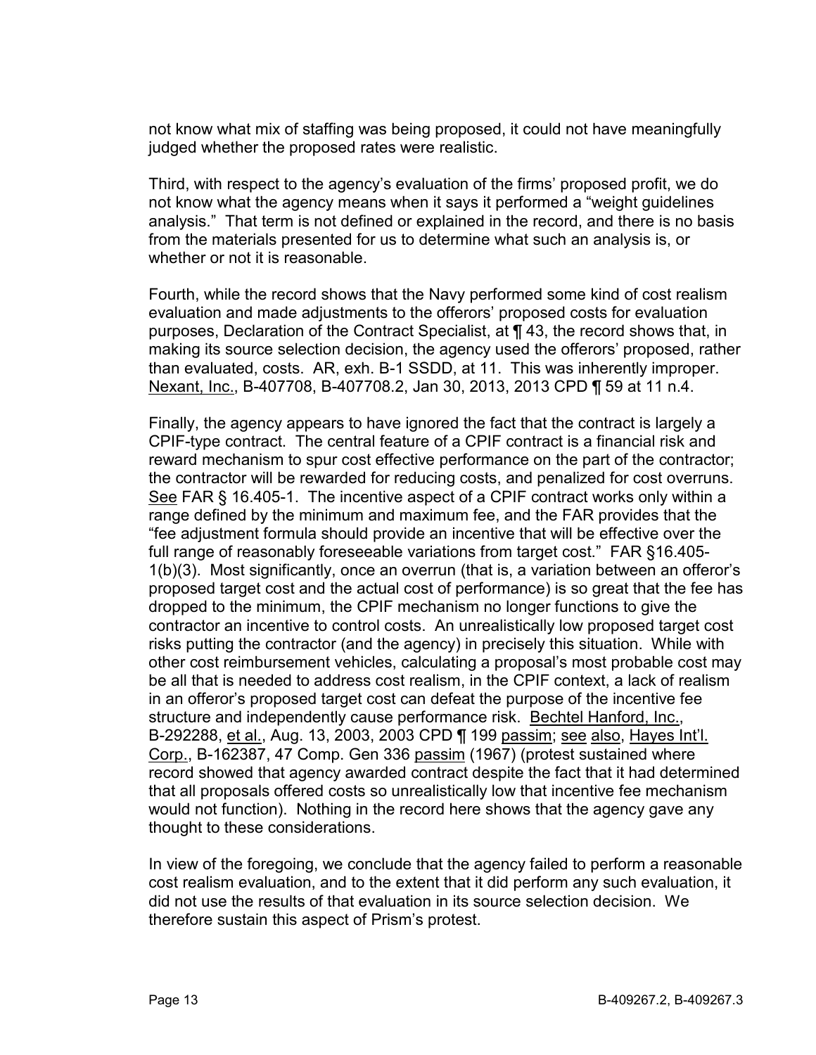not know what mix of staffing was being proposed, it could not have meaningfully judged whether the proposed rates were realistic.

Third, with respect to the agency's evaluation of the firms' proposed profit, we do not know what the agency means when it says it performed a "weight guidelines analysis." That term is not defined or explained in the record, and there is no basis from the materials presented for us to determine what such an analysis is, or whether or not it is reasonable.

Fourth, while the record shows that the Navy performed some kind of cost realism evaluation and made adjustments to the offerors' proposed costs for evaluation purposes, Declaration of the Contract Specialist, at ¶ 43, the record shows that, in making its source selection decision, the agency used the offerors' proposed, rather than evaluated, costs. AR, exh. B-1 SSDD, at 11. This was inherently improper. Nexant, Inc., B-407708, B-407708.2, Jan 30, 2013, 2013 CPD ¶ 59 at 11 n.4.

Finally, the agency appears to have ignored the fact that the contract is largely a CPIF-type contract. The central feature of a CPIF contract is a financial risk and reward mechanism to spur cost effective performance on the part of the contractor; the contractor will be rewarded for reducing costs, and penalized for cost overruns. See FAR § 16.405-1. The incentive aspect of a CPIF contract works only within a range defined by the minimum and maximum fee, and the FAR provides that the "fee adjustment formula should provide an incentive that will be effective over the full range of reasonably foreseeable variations from target cost." FAR §16.405-1(b)(3). Most significantly, once an overrun (that is, a variation between an offeror's proposed target cost and the actual cost of performance) is so great that the fee has dropped to the minimum, the CPIF mechanism no longer functions to give the contractor an incentive to control costs. An unrealistically low proposed target cost risks putting the contractor (and the agency) in precisely this situation. While with other cost reimbursement vehicles, calculating a proposal's most probable cost may be all that is needed to address cost realism, in the CPIF context, a lack of realism in an offeror's proposed target cost can defeat the purpose of the incentive fee structure and independently cause performance risk. Bechtel Hanford, Inc., B-292288, et al., Aug. 13, 2003, 2003 CPD ¶ 199 passim; see also, Hayes Int'l. Corp., B-162387, 47 Comp. Gen 336 passim (1967) (protest sustained where record showed that agency awarded contract despite the fact that it had determined that all proposals offered costs so unrealistically low that incentive fee mechanism would not function). Nothing in the record here shows that the agency gave any thought to these considerations.

In view of the foregoing, we conclude that the agency failed to perform a reasonable cost realism evaluation, and to the extent that it did perform any such evaluation, it did not use the results of that evaluation in its source selection decision. We therefore sustain this aspect of Prism's protest.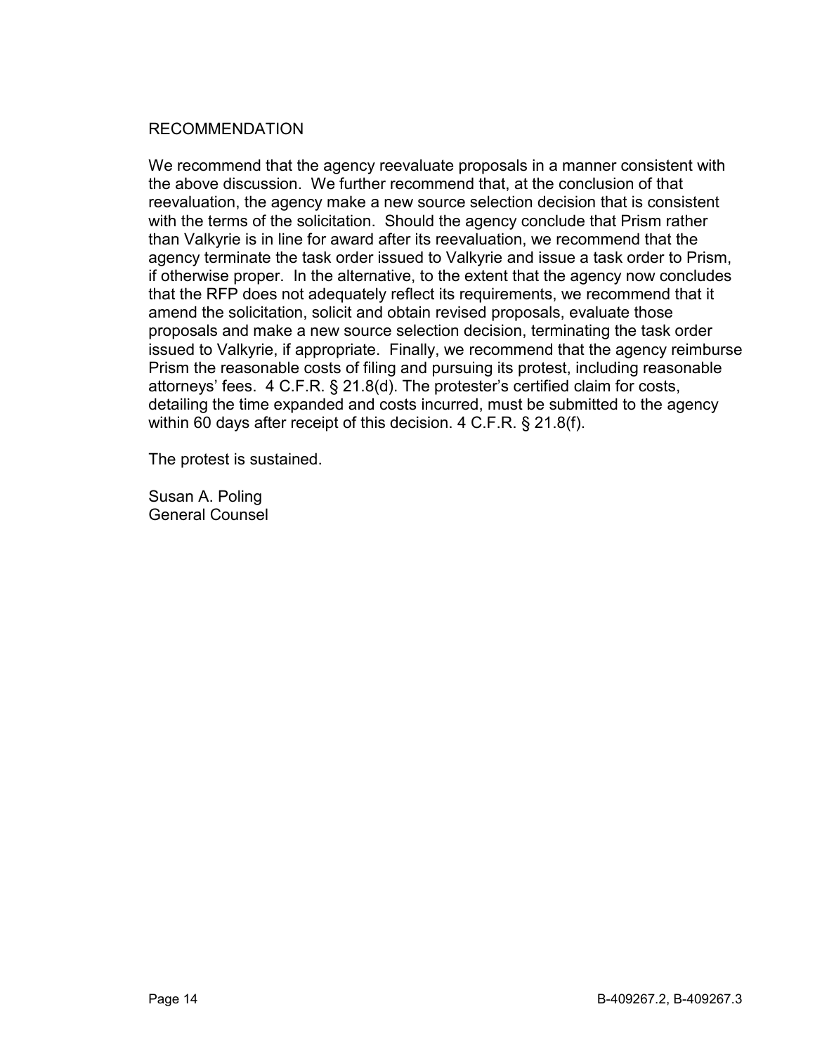## RECOMMENDATION

We recommend that the agency reevaluate proposals in a manner consistent with the above discussion. We further recommend that, at the conclusion of that reevaluation, the agency make a new source selection decision that is consistent with the terms of the solicitation. Should the agency conclude that Prism rather than Valkyrie is in line for award after its reevaluation, we recommend that the agency terminate the task order issued to Valkyrie and issue a task order to Prism, if otherwise proper. In the alternative, to the extent that the agency now concludes that the RFP does not adequately reflect its requirements, we recommend that it amend the solicitation, solicit and obtain revised proposals, evaluate those proposals and make a new source selection decision, terminating the task order issued to Valkyrie, if appropriate. Finally, we recommend that the agency reimburse Prism the reasonable costs of filing and pursuing its protest, including reasonable attorneys' fees. 4 C.F.R. § 21.8(d). The protester's certified claim for costs, detailing the time expanded and costs incurred, must be submitted to the agency within 60 days after receipt of this decision. 4 C.F.R. § 21.8(f).

The protest is sustained.

Susan A. Poling
General Counsel